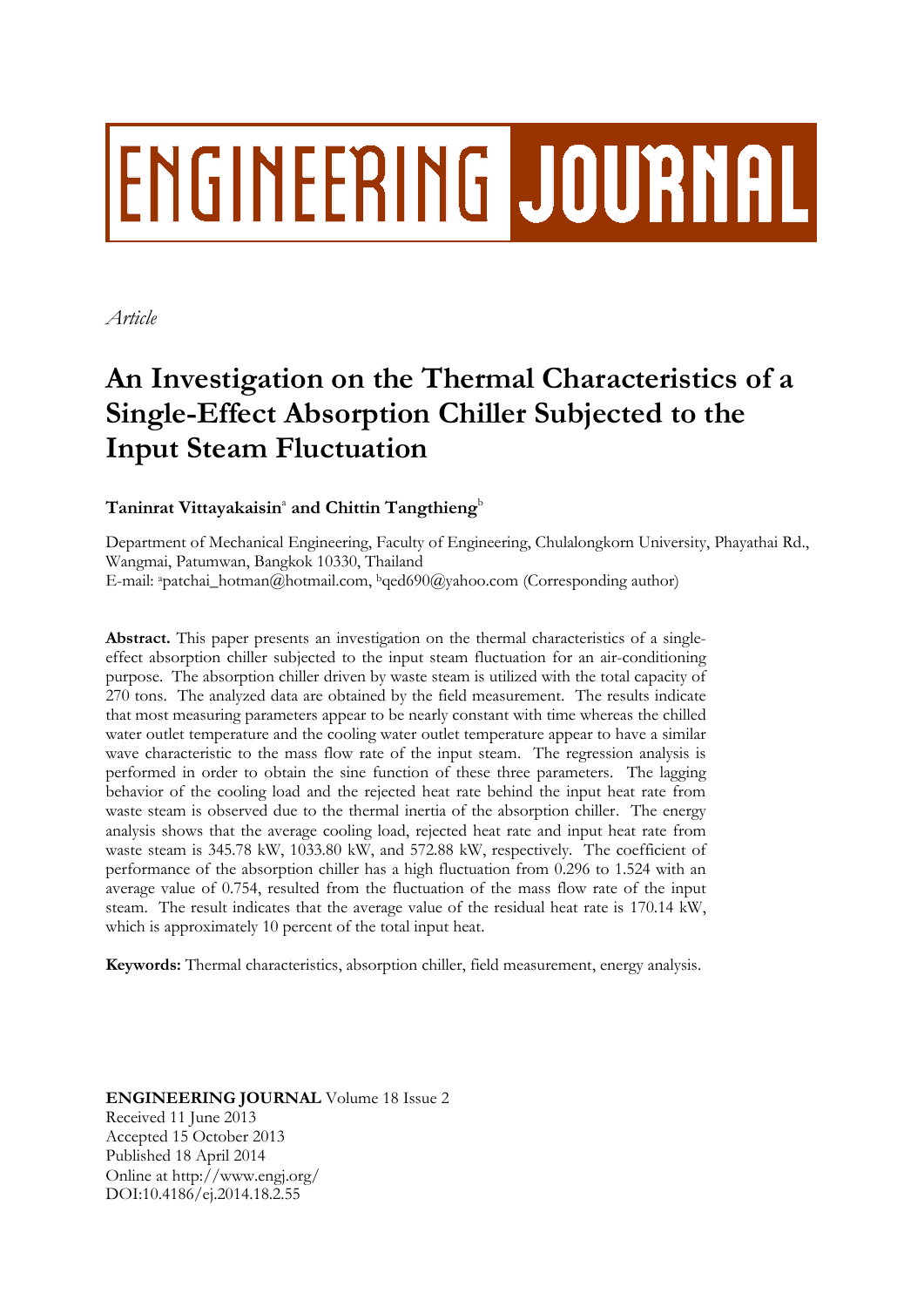ENGINEERING JOURNAL

*Article*

# An Investigation on the Thermal Characteristics of a Single-Effect Absorption Chiller Subjected to the Input Steam Fluctuation

**Taninrat Vittayakaisin**[a] **and Chittin Tangthieng**[b]

Department of Mechanical Engineering, Faculty of Engineering, Chulalongkorn University, Phayathai Rd., Wangmai, Patumwan, Bangkok 10330, Thailand
E-mail: [a]patchai_hotman@hotmail.com, [b]qed690@yahoo.com (Corresponding author)

**Abstract.** This paper presents an investigation on the thermal characteristics of a single-effect absorption chiller subjected to the input steam fluctuation for an air-conditioning purpose. The absorption chiller driven by waste steam is utilized with the total capacity of 270 tons. The analyzed data are obtained by the field measurement. The results indicate that most measuring parameters appear to be nearly constant with time whereas the chilled water outlet temperature and the cooling water outlet temperature appear to have a similar wave characteristic to the mass flow rate of the input steam. The regression analysis is performed in order to obtain the sine function of these three parameters. The lagging behavior of the cooling load and the rejected heat rate behind the input heat rate from waste steam is observed due to the thermal inertia of the absorption chiller. The energy analysis shows that the average cooling load, rejected heat rate and input heat rate from waste steam is 345.78 kW, 1033.80 kW, and 572.88 kW, respectively. The coefficient of performance of the absorption chiller has a high fluctuation from 0.296 to 1.524 with an average value of 0.754, resulted from the fluctuation of the mass flow rate of the input steam. The result indicates that the average value of the residual heat rate is 170.14 kW, which is approximately 10 percent of the total input heat.

**Keywords:** Thermal characteristics, absorption chiller, field measurement, energy analysis.

**ENGINEERING JOURNAL** Volume 18 Issue 2
Received 11 June 2013
Accepted 15 October 2013
Published 18 April 2014
Online at http://www.engj.org/
DOI:10.4186/ej.2014.18.2.55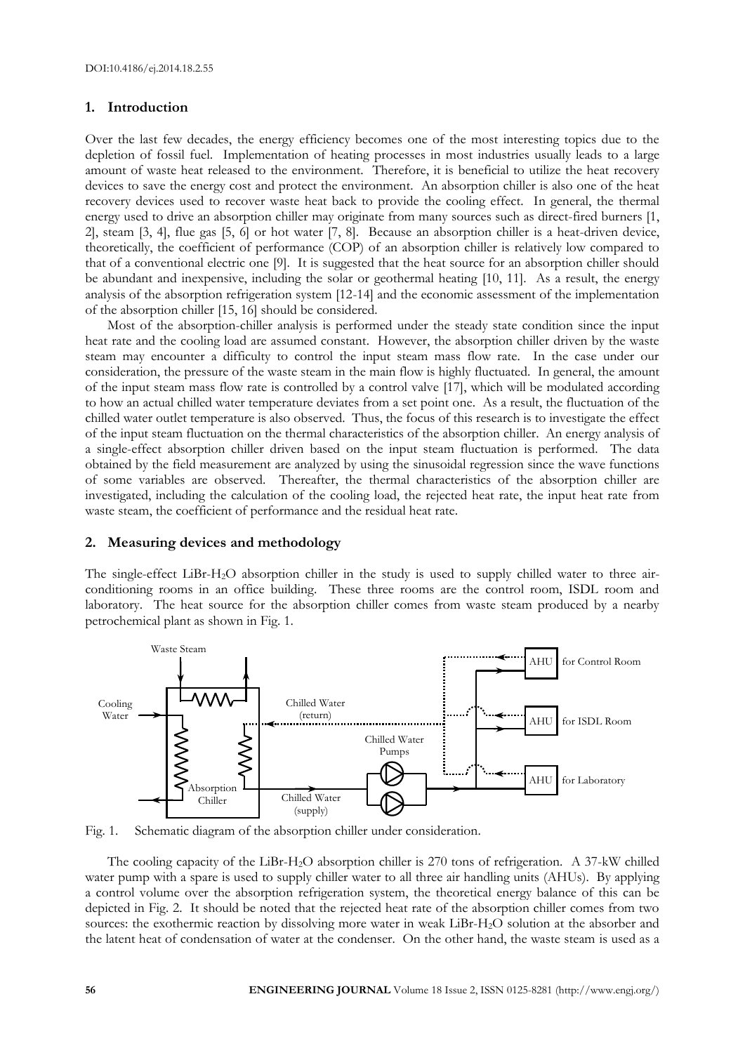## 1. Introduction

Over the last few decades, the energy efficiency becomes one of the most interesting topics due to the depletion of fossil fuel. Implementation of heating processes in most industries usually leads to a large amount of waste heat released to the environment. Therefore, it is beneficial to utilize the heat recovery devices to save the energy cost and protect the environment. An absorption chiller is also one of the heat recovery devices used to recover waste heat back to provide the cooling effect. In general, the thermal energy used to drive an absorption chiller may originate from many sources such as direct-fired burners [1, 2], steam [3, 4], flue gas [5, 6] or hot water [7, 8]. Because an absorption chiller is a heat-driven device, theoretically, the coefficient of performance (COP) of an absorption chiller is relatively low compared to that of a conventional electric one [9]. It is suggested that the heat source for an absorption chiller should be abundant and inexpensive, including the solar or geothermal heating [10, 11]. As a result, the energy analysis of the absorption refrigeration system [12-14] and the economic assessment of the implementation of the absorption chiller [15, 16] should be considered.

Most of the absorption-chiller analysis is performed under the steady state condition since the input heat rate and the cooling load are assumed constant. However, the absorption chiller driven by the waste steam may encounter a difficulty to control the input steam mass flow rate. In the case under our consideration, the pressure of the waste steam in the main flow is highly fluctuated. In general, the amount of the input steam mass flow rate is controlled by a control valve [17], which will be modulated according to how an actual chilled water temperature deviates from a set point one. As a result, the fluctuation of the chilled water outlet temperature is also observed. Thus, the focus of this research is to investigate the effect of the input steam fluctuation on the thermal characteristics of the absorption chiller. An energy analysis of a single-effect absorption chiller driven based on the input steam fluctuation is performed. The data obtained by the field measurement are analyzed by using the sinusoidal regression since the wave functions of some variables are observed. Thereafter, the thermal characteristics of the absorption chiller are investigated, including the calculation of the cooling load, the rejected heat rate, the input heat rate from waste steam, the coefficient of performance and the residual heat rate.

## 2. Measuring devices and methodology

The single-effect LiBr-$H_2O$ absorption chiller in the study is used to supply chilled water to three air-conditioning rooms in an office building. These three rooms are the control room, ISDL room and laboratory. The heat source for the absorption chiller comes from waste steam produced by a nearby petrochemical plant as shown in Fig. 1.

Fig. 1. Schematic diagram of the absorption chiller under consideration.

The cooling capacity of the LiBr-$H_2O$ absorption chiller is 270 tons of refrigeration. A 37-kW chilled water pump with a spare is used to supply chiller water to all three air handling units (AHUs). By applying a control volume over the absorption refrigeration system, the theoretical energy balance of this can be depicted in Fig. 2. It should be noted that the rejected heat rate of the absorption chiller comes from two sources: the exothermic reaction by dissolving more water in weak LiBr-$H_2O$ solution at the absorber and the latent heat of condensation of water at the condenser. On the other hand, the waste steam is used as a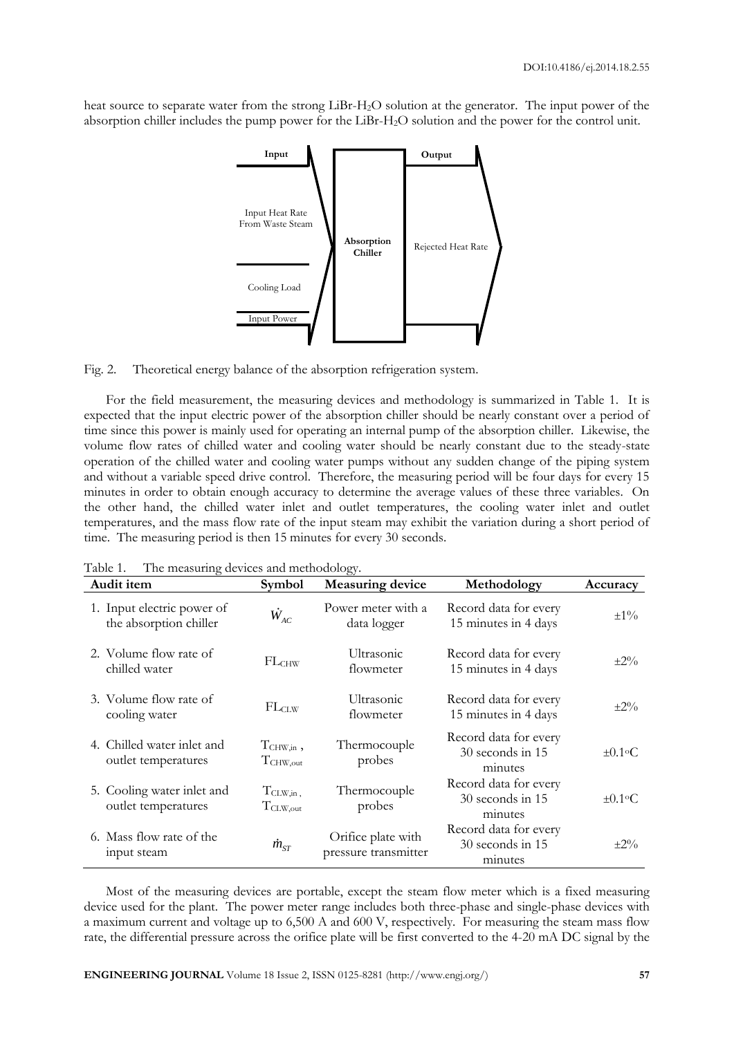heat source to separate water from the strong LiBr-$H_2O$ solution at the generator. The input power of the absorption chiller includes the pump power for the LiBr-$H_2O$ solution and the power for the control unit.

Fig. 2. Theoretical energy balance of the absorption refrigeration system.

For the field measurement, the measuring devices and methodology is summarized in Table 1. It is expected that the input electric power of the absorption chiller should be nearly constant over a period of time since this power is mainly used for operating an internal pump of the absorption chiller. Likewise, the volume flow rates of chilled water and cooling water should be nearly constant due to the steady-state operation of the chilled water and cooling water pumps without any sudden change of the piping system and without a variable speed drive control. Therefore, the measuring period will be four days for every 15 minutes in order to obtain enough accuracy to determine the average values of these three variables. On the other hand, the chilled water inlet and outlet temperatures, the cooling water inlet and outlet temperatures, and the mass flow rate of the input steam may exhibit the variation during a short period of time. The measuring period is then 15 minutes for every 30 seconds.

Table 1. The measuring devices and methodology.

| Audit item | Symbol | Measuring device | Methodology | Accuracy |
|---|---|---|---|---|
| 1. Input electric power of the absorption chiller | $\dot{W}_{AC}$ | Power meter with a data logger | Record data for every 15 minutes in 4 days | ±1% |
| 2. Volume flow rate of chilled water | $FL_{CHW}$ | Ultrasonic flowmeter | Record data for every 15 minutes in 4 days | ±2% |
| 3. Volume flow rate of cooling water | $FL_{CLW}$ | Ultrasonic flowmeter | Record data for every 15 minutes in 4 days | ±2% |
| 4. Chilled water inlet and outlet temperatures | $T_{CHW,in}$, $T_{CHW,out}$ | Thermocouple probes | Record data for every 30 seconds in 15 minutes | ±0.1°C |
| 5. Cooling water inlet and outlet temperatures | $T_{CLW,in}$, $T_{CLW,out}$ | Thermocouple probes | Record data for every 30 seconds in 15 minutes | ±0.1°C |
| 6. Mass flow rate of the input steam | $\dot{m}_{ST}$ | Orifice plate with pressure transmitter | Record data for every 30 seconds in 15 minutes | ±2% |

Most of the measuring devices are portable, except the steam flow meter which is a fixed measuring device used for the plant. The power meter range includes both three-phase and single-phase devices with a maximum current and voltage up to 6,500 A and 600 V, respectively. For measuring the steam mass flow rate, the differential pressure across the orifice plate will be first converted to the 4-20 mA DC signal by the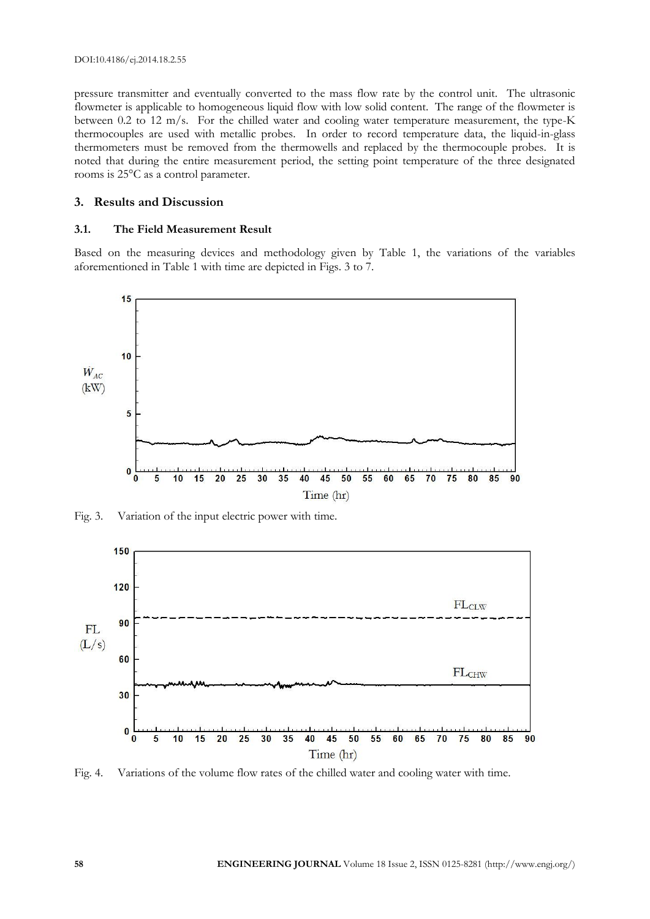pressure transmitter and eventually converted to the mass flow rate by the control unit. The ultrasonic flowmeter is applicable to homogeneous liquid flow with low solid content. The range of the flowmeter is between 0.2 to 12 m/s. For the chilled water and cooling water temperature measurement, the type-K thermocouples are used with metallic probes. In order to record temperature data, the liquid-in-glass thermometers must be removed from the thermowells and replaced by the thermocouple probes. It is noted that during the entire measurement period, the setting point temperature of the three designated rooms is 25°C as a control parameter.

## 3. Results and Discussion

### 3.1. The Field Measurement Result

Based on the measuring devices and methodology given by Table 1, the variations of the variables aforementioned in Table 1 with time are depicted in Figs. 3 to 7.

Fig. 3. Variation of the input electric power with time.

Fig. 4. Variations of the volume flow rates of the chilled water and cooling water with time.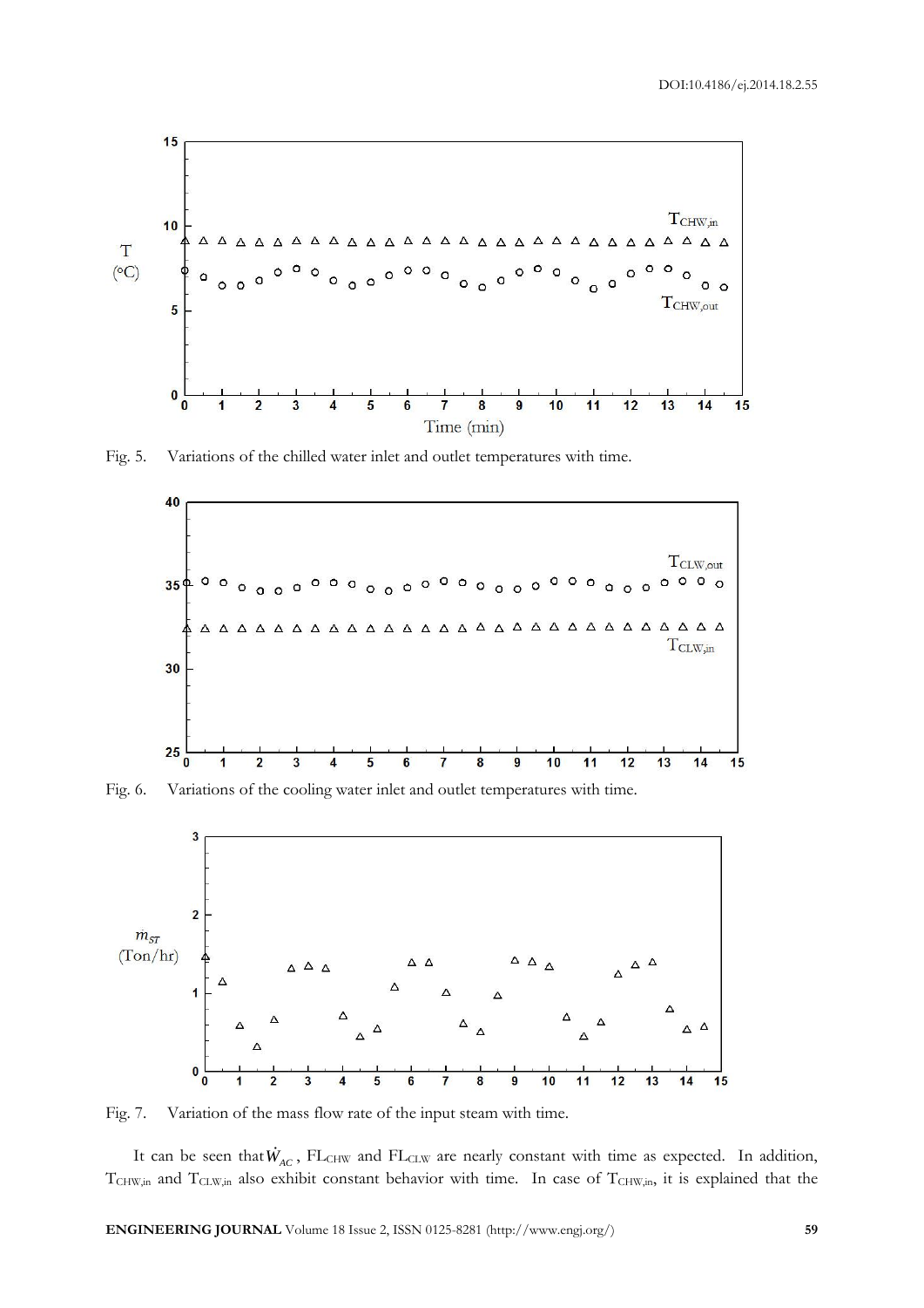Fig. 5. Variations of the chilled water inlet and outlet temperatures with time.

Fig. 6. Variations of the cooling water inlet and outlet temperatures with time.

Fig. 7. Variation of the mass flow rate of the input steam with time.

It can be seen that $\dot{W}_{AC}$, $FL_{CHW}$ and $FL_{CLW}$ are nearly constant with time as expected. In addition, $T_{CHW,in}$ and $T_{CLW,in}$ also exhibit constant behavior with time. In case of $T_{CHW,in}$, it is explained that the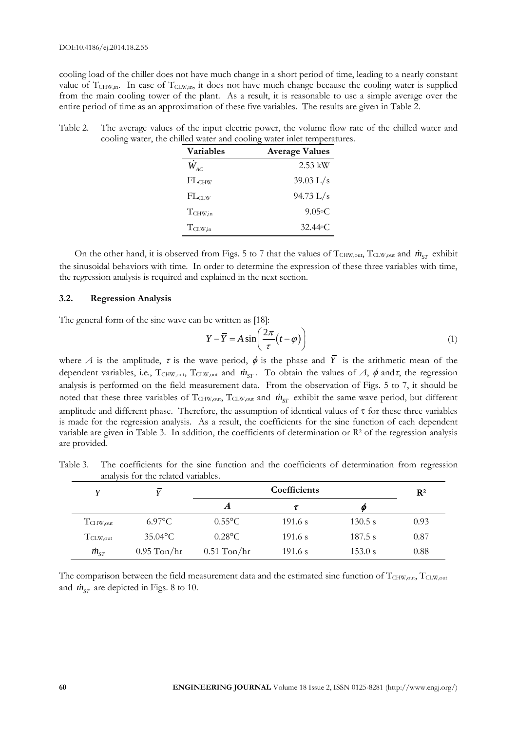cooling load of the chiller does not have much change in a short period of time, leading to a nearly constant value of $T_{CHW,in}$. In case of $T_{CLW,in}$, it does not have much change because the cooling water is supplied from the main cooling tower of the plant. As a result, it is reasonable to use a simple average over the entire period of time as an approximation of these five variables. The results are given in Table 2.

Table 2. The average values of the input electric power, the volume flow rate of the chilled water and cooling water, the chilled water and cooling water inlet temperatures.

| Variables | Average Values |
|---|---|
| $\dot{W}_{AC}$ | 2.53 kW |
| $FL_{CHW}$ | 39.03 L/s |
| $FL_{CLW}$ | 94.73 L/s |
| $T_{CHW,in}$ | 9.05°C |
| $T_{CLW,in}$ | 32.44°C |

On the other hand, it is observed from Figs. 5 to 7 that the values of $T_{CHW,out}$, $T_{CLW,out}$ and $\dot{m}_{ST}$ exhibit the sinusoidal behaviors with time. In order to determine the expression of these three variables with time, the regression analysis is required and explained in the next section.

### 3.2. Regression Analysis

The general form of the sine wave can be written as [18]:

$$Y - \overline{Y} = A \sin\left(\frac{2\pi}{\tau}(t - \varphi)\right) \tag{1}$$

where $A$ is the amplitude, $\tau$ is the wave period, $\phi$ is the phase and $\overline{Y}$ is the arithmetic mean of the dependent variables, i.e., $T_{CHW,out}$, $T_{CLW,out}$ and $\dot{m}_{ST}$. To obtain the values of $A$, $\phi$ and $\tau$, the regression analysis is performed on the field measurement data. From the observation of Figs. 5 to 7, it should be noted that these three variables of $T_{CHW,out}$, $T_{CLW,out}$ and $\dot{m}_{ST}$ exhibit the same wave period, but different amplitude and different phase. Therefore, the assumption of identical values of $\tau$ for these three variables is made for the regression analysis. As a result, the coefficients for the sine function of each dependent variable are given in Table 3. In addition, the coefficients of determination or $R^2$ of the regression analysis are provided.

Table 3. The coefficients for the sine function and the coefficients of determination from regression analysis for the related variables.

| $Y$ | $\overline{Y}$ | Coefficients | | | $R^2$ |
|---|---|---|---|---|---|
| | | $A$ | $\tau$ | $\phi$ | |
| $T_{CHW,out}$ | 6.97°C | 0.55°C | 191.6 s | 130.5 s | 0.93 |
| $T_{CLW,out}$ | 35.04°C | 0.28°C | 191.6 s | 187.5 s | 0.87 |
| $\dot{m}_{ST}$ | 0.95 Ton/hr | 0.51 Ton/hr | 191.6 s | 153.0 s | 0.88 |

The comparison between the field measurement data and the estimated sine function of $T_{CHW,out}$, $T_{CLW,out}$ and $\dot{m}_{ST}$ are depicted in Figs. 8 to 10.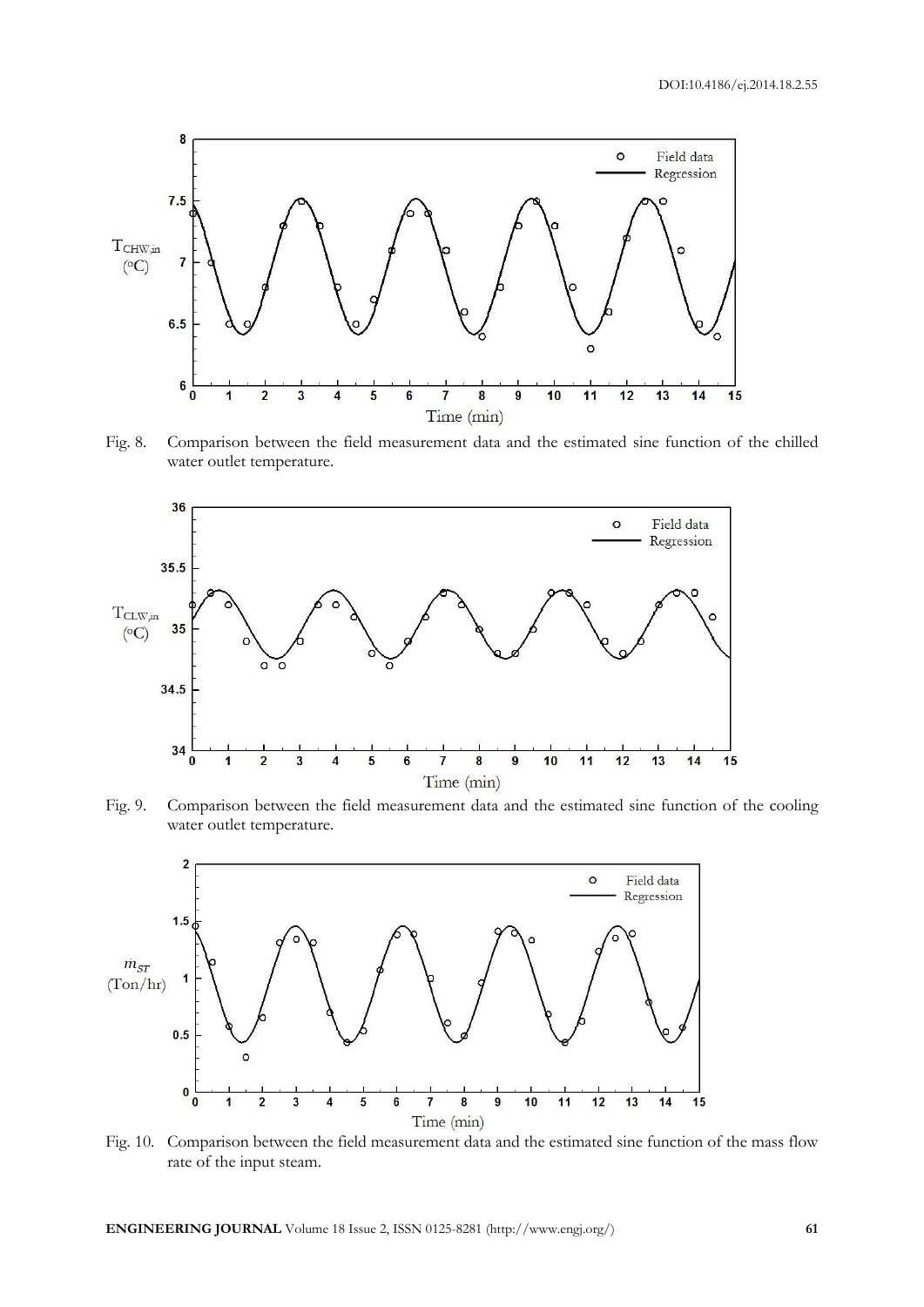Fig. 8. Comparison between the field measurement data and the estimated sine function of the chilled water outlet temperature.

Fig. 9. Comparison between the field measurement data and the estimated sine function of the cooling water outlet temperature.

Fig. 10. Comparison between the field measurement data and the estimated sine function of the mass flow rate of the input steam.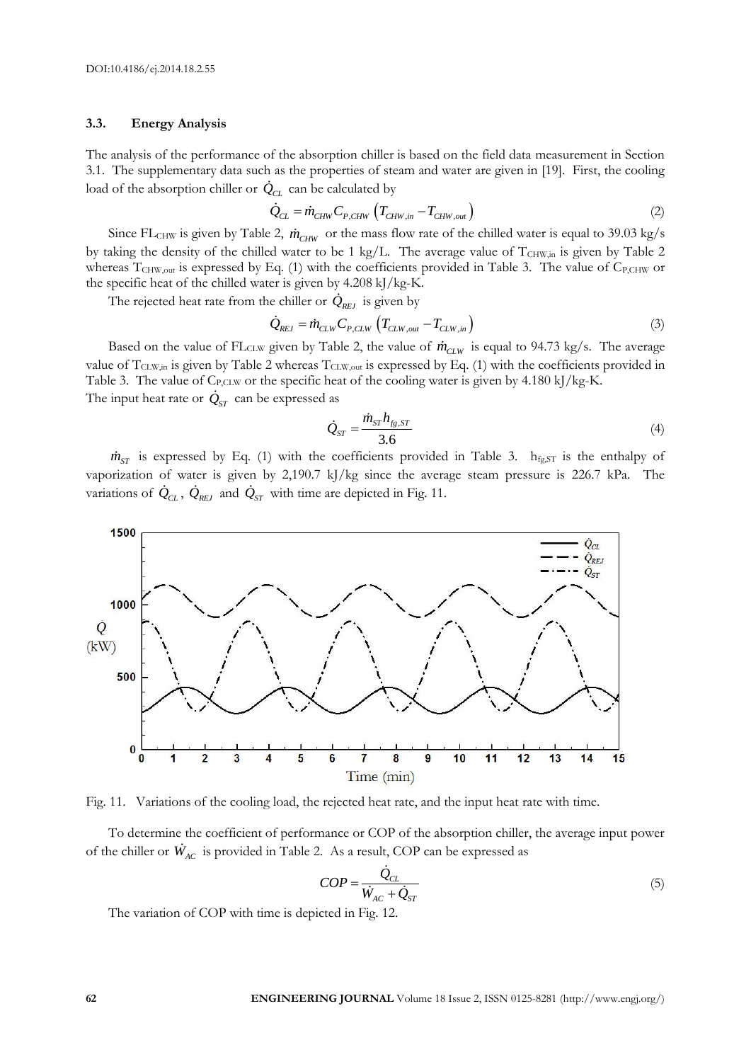### 3.3. Energy Analysis

The analysis of the performance of the absorption chiller is based on the field data measurement in Section 3.1. The supplementary data such as the properties of steam and water are given in [19]. First, the cooling load of the absorption chiller or $\dot{Q}_{CL}$ can be calculated by

$$\dot{Q}_{CL} = \dot{m}_{CHW} C_{P,CHW} \left( T_{CHW,in} - T_{CHW,out} \right) \tag{2}$$

Since $FL_{CHW}$ is given by Table 2, $\dot{m}_{CHW}$ or the mass flow rate of the chilled water is equal to 39.03 kg/s by taking the density of the chilled water to be 1 kg/L. The average value of $T_{CHW,in}$ is given by Table 2 whereas $T_{CHW,out}$ is expressed by Eq. (1) with the coefficients provided in Table 3. The value of $C_{P,CHW}$ or the specific heat of the chilled water is given by 4.208 kJ/kg-K.

The rejected heat rate from the chiller or $\dot{Q}_{REJ}$ is given by

$$\dot{Q}_{REJ} = \dot{m}_{CLW} C_{P,CLW} \left( T_{CLW,out} - T_{CLW,in} \right) \tag{3}$$

Based on the value of $FL_{CLW}$ given by Table 2, the value of $\dot{m}_{CLW}$ is equal to 94.73 kg/s. The average value of $T_{CLW,in}$ is given by Table 2 whereas $T_{CLW,out}$ is expressed by Eq. (1) with the coefficients provided in Table 3. The value of $C_{P,CLW}$ or the specific heat of the cooling water is given by 4.180 kJ/kg-K.

The input heat rate or $\dot{Q}_{ST}$ can be expressed as

$$\dot{Q}_{ST} = \frac{\dot{m}_{ST} h_{fg,ST}}{3.6} \tag{4}$$

$\dot{m}_{ST}$ is expressed by Eq. (1) with the coefficients provided in Table 3. $h_{fg,ST}$ is the enthalpy of vaporization of water is given by 2,190.7 kJ/kg since the average steam pressure is 226.7 kPa. The variations of $\dot{Q}_{CL}$, $\dot{Q}_{REJ}$ and $\dot{Q}_{ST}$ with time are depicted in Fig. 11.

Fig. 11. Variations of the cooling load, the rejected heat rate, and the input heat rate with time.

To determine the coefficient of performance or COP of the absorption chiller, the average input power of the chiller or $\dot{W}_{AC}$ is provided in Table 2. As a result, COP can be expressed as

$$COP = \frac{\dot{Q}_{CL}}{\dot{W}_{AC} + \dot{Q}_{ST}} \tag{5}$$

The variation of COP with time is depicted in Fig. 12.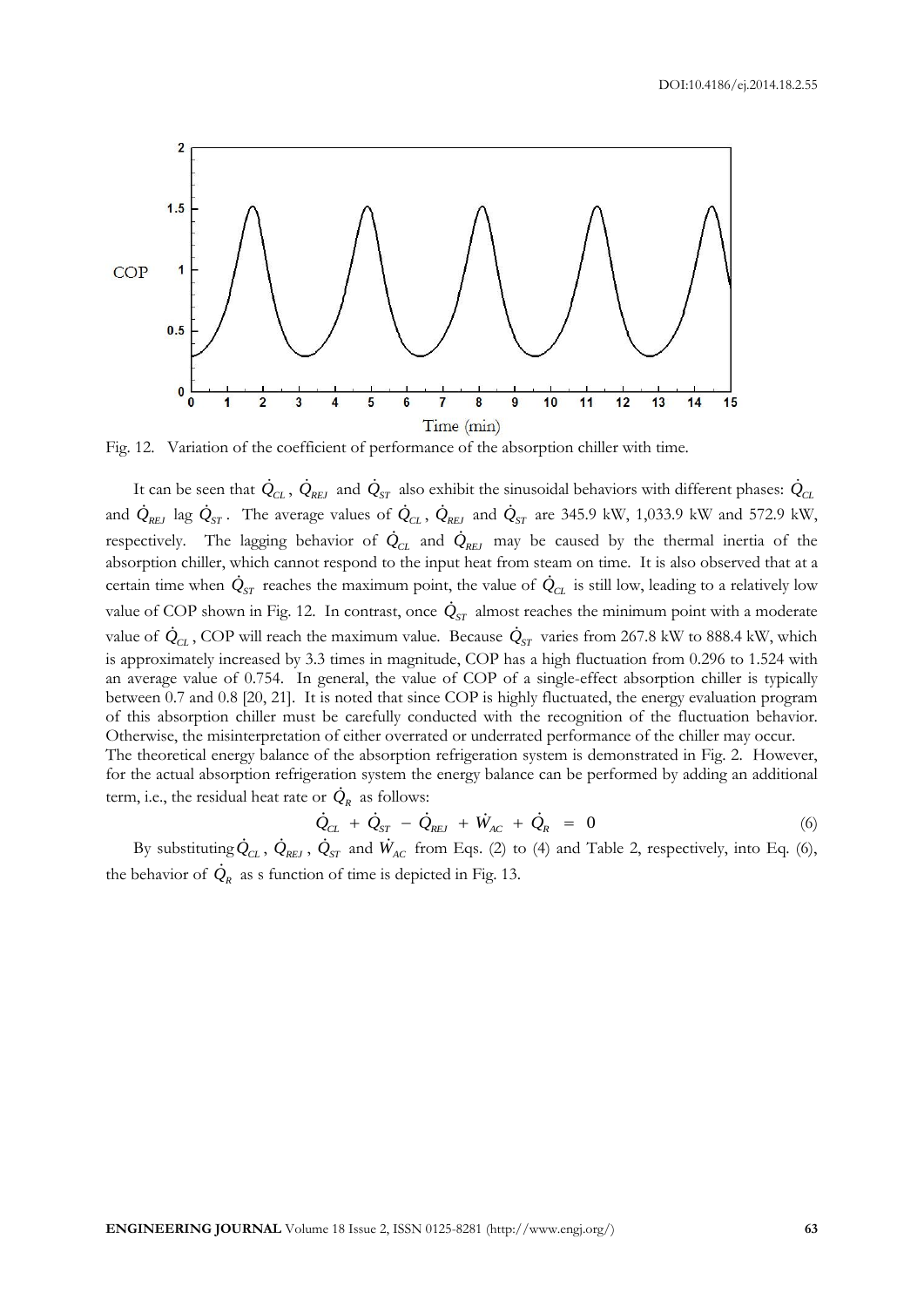Fig. 12. Variation of the coefficient of performance of the absorption chiller with time.

It can be seen that $\dot{Q}_{CL}$, $\dot{Q}_{REJ}$ and $\dot{Q}_{ST}$ also exhibit the sinusoidal behaviors with different phases: $\dot{Q}_{CL}$ and $\dot{Q}_{REJ}$ lag $\dot{Q}_{ST}$. The average values of $\dot{Q}_{CL}$, $\dot{Q}_{REJ}$ and $\dot{Q}_{ST}$ are 345.9 kW, 1,033.9 kW and 572.9 kW, respectively. The lagging behavior of $\dot{Q}_{CL}$ and $\dot{Q}_{REJ}$ may be caused by the thermal inertia of the absorption chiller, which cannot respond to the input heat from steam on time. It is also observed that at a certain time when $\dot{Q}_{ST}$ reaches the maximum point, the value of $\dot{Q}_{CL}$ is still low, leading to a relatively low value of COP shown in Fig. 12. In contrast, once $\dot{Q}_{ST}$ almost reaches the minimum point with a moderate value of $\dot{Q}_{CL}$, COP will reach the maximum value. Because $\dot{Q}_{ST}$ varies from 267.8 kW to 888.4 kW, which is approximately increased by 3.3 times in magnitude, COP has a high fluctuation from 0.296 to 1.524 with an average value of 0.754. In general, the value of COP of a single-effect absorption chiller is typically between 0.7 and 0.8 [20, 21]. It is noted that since COP is highly fluctuated, the energy evaluation program of this absorption chiller must be carefully conducted with the recognition of the fluctuation behavior. Otherwise, the misinterpretation of either overrated or underrated performance of the chiller may occur.

The theoretical energy balance of the absorption refrigeration system is demonstrated in Fig. 2. However, for the actual absorption refrigeration system the energy balance can be performed by adding an additional term, i.e., the residual heat rate or $\dot{Q}_R$ as follows:

$$\dot{Q}_{CL} + \dot{Q}_{ST} - \dot{Q}_{REJ} + \dot{W}_{AC} + \dot{Q}_R = 0 \tag{6}$$

By substituting $\dot{Q}_{CL}$, $\dot{Q}_{REJ}$, $\dot{Q}_{ST}$ and $\dot{W}_{AC}$ from Eqs. (2) to (4) and Table 2, respectively, into Eq. (6), the behavior of $\dot{Q}_R$ as s function of time is depicted in Fig. 13.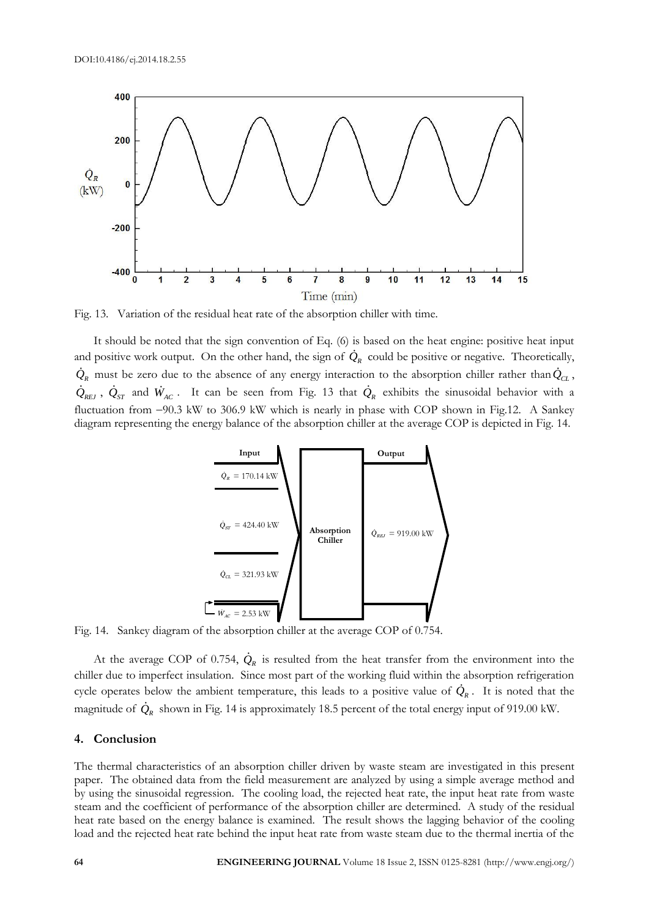Fig. 13. Variation of the residual heat rate of the absorption chiller with time.

It should be noted that the sign convention of Eq. (6) is based on the heat engine: positive heat input and positive work output. On the other hand, the sign of $\dot{Q}_R$ could be positive or negative. Theoretically, $\dot{Q}_R$ must be zero due to the absence of any energy interaction to the absorption chiller rather than $\dot{Q}_{CL}$, $\dot{Q}_{REJ}$, $\dot{Q}_{ST}$ and $\dot{W}_{AC}$. It can be seen from Fig. 13 that $\dot{Q}_R$ exhibits the sinusoidal behavior with a fluctuation from −90.3 kW to 306.9 kW which is nearly in phase with COP shown in Fig.12. A Sankey diagram representing the energy balance of the absorption chiller at the average COP is depicted in Fig. 14.

Fig. 14. Sankey diagram of the absorption chiller at the average COP of 0.754.

At the average COP of 0.754, $\dot{Q}_R$ is resulted from the heat transfer from the environment into the chiller due to imperfect insulation. Since most part of the working fluid within the absorption refrigeration cycle operates below the ambient temperature, this leads to a positive value of $\dot{Q}_R$. It is noted that the magnitude of $\dot{Q}_R$ shown in Fig. 14 is approximately 18.5 percent of the total energy input of 919.00 kW.

## 4. Conclusion

The thermal characteristics of an absorption chiller driven by waste steam are investigated in this present paper. The obtained data from the field measurement are analyzed by using a simple average method and by using the sinusoidal regression. The cooling load, the rejected heat rate, the input heat rate from waste steam and the coefficient of performance of the absorption chiller are determined. A study of the residual heat rate based on the energy balance is examined. The result shows the lagging behavior of the cooling load and the rejected heat rate behind the input heat rate from waste steam due to the thermal inertia of the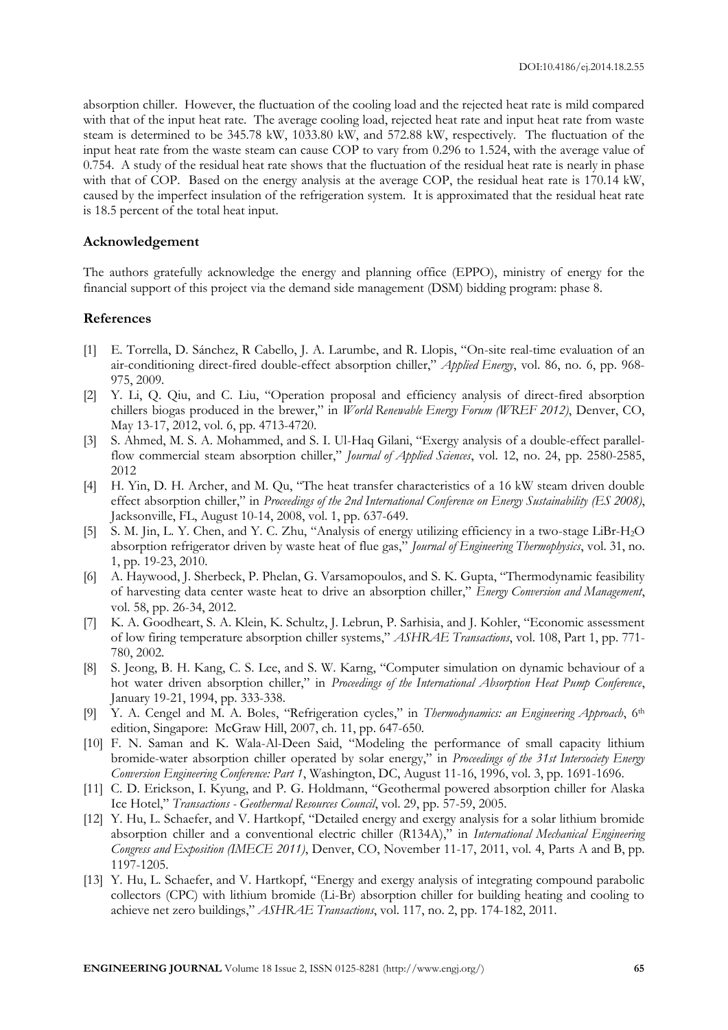absorption chiller. However, the fluctuation of the cooling load and the rejected heat rate is mild compared with that of the input heat rate. The average cooling load, rejected heat rate and input heat rate from waste steam is determined to be 345.78 kW, 1033.80 kW, and 572.88 kW, respectively. The fluctuation of the input heat rate from the waste steam can cause COP to vary from 0.296 to 1.524, with the average value of 0.754. A study of the residual heat rate shows that the fluctuation of the residual heat rate is nearly in phase with that of COP. Based on the energy analysis at the average COP, the residual heat rate is 170.14 kW, caused by the imperfect insulation of the refrigeration system. It is approximated that the residual heat rate is 18.5 percent of the total heat input.

### Acknowledgement

The authors gratefully acknowledge the energy and planning office (EPPO), ministry of energy for the financial support of this project via the demand side management (DSM) bidding program: phase 8.

### References

[1] E. Torrella, D. Sánchez, R Cabello, J. A. Larumbe, and R. Llopis, "On-site real-time evaluation of an air-conditioning direct-fired double-effect absorption chiller," *Applied Energy*, vol. 86, no. 6, pp. 968-975, 2009.

[2] Y. Li, Q. Qiu, and C. Liu, "Operation proposal and efficiency analysis of direct-fired absorption chillers biogas produced in the brewer," in *World Renewable Energy Forum (WREF 2012)*, Denver, CO, May 13-17, 2012, vol. 6, pp. 4713-4720.

[3] S. Ahmed, M. S. A. Mohammed, and S. I. Ul-Haq Gilani, "Exergy analysis of a double-effect parallel-flow commercial steam absorption chiller," *Journal of Applied Sciences*, vol. 12, no. 24, pp. 2580-2585, 2012

[4] H. Yin, D. H. Archer, and M. Qu, "The heat transfer characteristics of a 16 kW steam driven double effect absorption chiller," in *Proceedings of the 2nd International Conference on Energy Sustainability (ES 2008)*, Jacksonville, FL, August 10-14, 2008, vol. 1, pp. 637-649.

[5] S. M. Jin, L. Y. Chen, and Y. C. Zhu, "Analysis of energy utilizing efficiency in a two-stage LiBr-$H_2O$ absorption refrigerator driven by waste heat of flue gas," *Journal of Engineering Thermophysics*, vol. 31, no. 1, pp. 19-23, 2010.

[6] A. Haywood, J. Sherbeck, P. Phelan, G. Varsamopoulos, and S. K. Gupta, "Thermodynamic feasibility of harvesting data center waste heat to drive an absorption chiller," *Energy Conversion and Management*, vol. 58, pp. 26-34, 2012.

[7] K. A. Goodheart, S. A. Klein, K. Schultz, J. Lebrun, P. Sarhisia, and J. Kohler, "Economic assessment of low firing temperature absorption chiller systems," *ASHRAE Transactions*, vol. 108, Part 1, pp. 771-780, 2002.

[8] S. Jeong, B. H. Kang, C. S. Lee, and S. W. Karng, "Computer simulation on dynamic behaviour of a hot water driven absorption chiller," in *Proceedings of the International Absorption Heat Pump Conference*, January 19-21, 1994, pp. 333-338.

[9] Y. A. Cengel and M. A. Boles, "Refrigeration cycles," in *Thermodynamics: an Engineering Approach*, 6th edition, Singapore: McGraw Hill, 2007, ch. 11, pp. 647-650.

[10] F. N. Saman and K. Wala-Al-Deen Said, "Modeling the performance of small capacity lithium bromide-water absorption chiller operated by solar energy," in *Proceedings of the 31st Intersociety Energy Conversion Engineering Conference: Part 1*, Washington, DC, August 11-16, 1996, vol. 3, pp. 1691-1696.

[11] C. D. Erickson, I. Kyung, and P. G. Holdmann, "Geothermal powered absorption chiller for Alaska Ice Hotel," *Transactions - Geothermal Resources Council*, vol. 29, pp. 57-59, 2005.

[12] Y. Hu, L. Schaefer, and V. Hartkopf, "Detailed energy and exergy analysis for a solar lithium bromide absorption chiller and a conventional electric chiller (R134A)," in *International Mechanical Engineering Congress and Exposition (IMECE 2011)*, Denver, CO, November 11-17, 2011, vol. 4, Parts A and B, pp. 1197-1205.

[13] Y. Hu, L. Schaefer, and V. Hartkopf, "Energy and exergy analysis of integrating compound parabolic collectors (CPC) with lithium bromide (Li-Br) absorption chiller for building heating and cooling to achieve net zero buildings," *ASHRAE Transactions*, vol. 117, no. 2, pp. 174-182, 2011.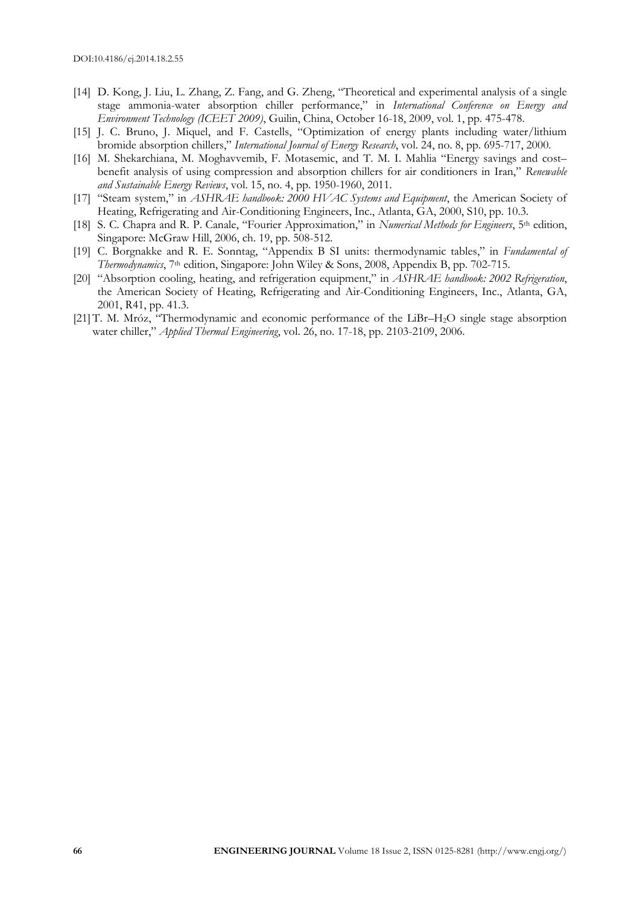[14] D. Kong, J. Liu, L. Zhang, Z. Fang, and G. Zheng, "Theoretical and experimental analysis of a single stage ammonia-water absorption chiller performance," in *International Conference on Energy and Environment Technology (ICEET 2009)*, Guilin, China, October 16-18, 2009, vol. 1, pp. 475-478.

[15] J. C. Bruno, J. Miquel, and F. Castells, "Optimization of energy plants including water/lithium bromide absorption chillers," *International Journal of Energy Research*, vol. 24, no. 8, pp. 695-717, 2000.

[16] M. Shekarchiana, M. Moghavvemib, F. Motasemic, and T. M. I. Mahlia "Energy savings and cost–benefit analysis of using compression and absorption chillers for air conditioners in Iran," *Renewable and Sustainable Energy Reviews*, vol. 15, no. 4, pp. 1950-1960, 2011.

[17] "Steam system," in *ASHRAE handbook: 2000 HVAC Systems and Equipment*, the American Society of Heating, Refrigerating and Air-Conditioning Engineers, Inc., Atlanta, GA, 2000, S10, pp. 10.3.

[18] S. C. Chapra and R. P. Canale, "Fourier Approximation," in *Numerical Methods for Engineers*, 5th edition, Singapore: McGraw Hill, 2006, ch. 19, pp. 508-512.

[19] C. Borgnakke and R. E. Sonntag, "Appendix B SI units: thermodynamic tables," in *Fundamental of Thermodynamics*, 7th edition, Singapore: John Wiley & Sons, 2008, Appendix B, pp. 702-715.

[20] "Absorption cooling, heating, and refrigeration equipment," in *ASHRAE handbook: 2002 Refrigeration*, the American Society of Heating, Refrigerating and Air-Conditioning Engineers, Inc., Atlanta, GA, 2001, R41, pp. 41.3.

[21] T. M. Mróz, "Thermodynamic and economic performance of the LiBr–$H_2O$ single stage absorption water chiller," *Applied Thermal Engineering*, vol. 26, no. 17-18, pp. 2103-2109, 2006.